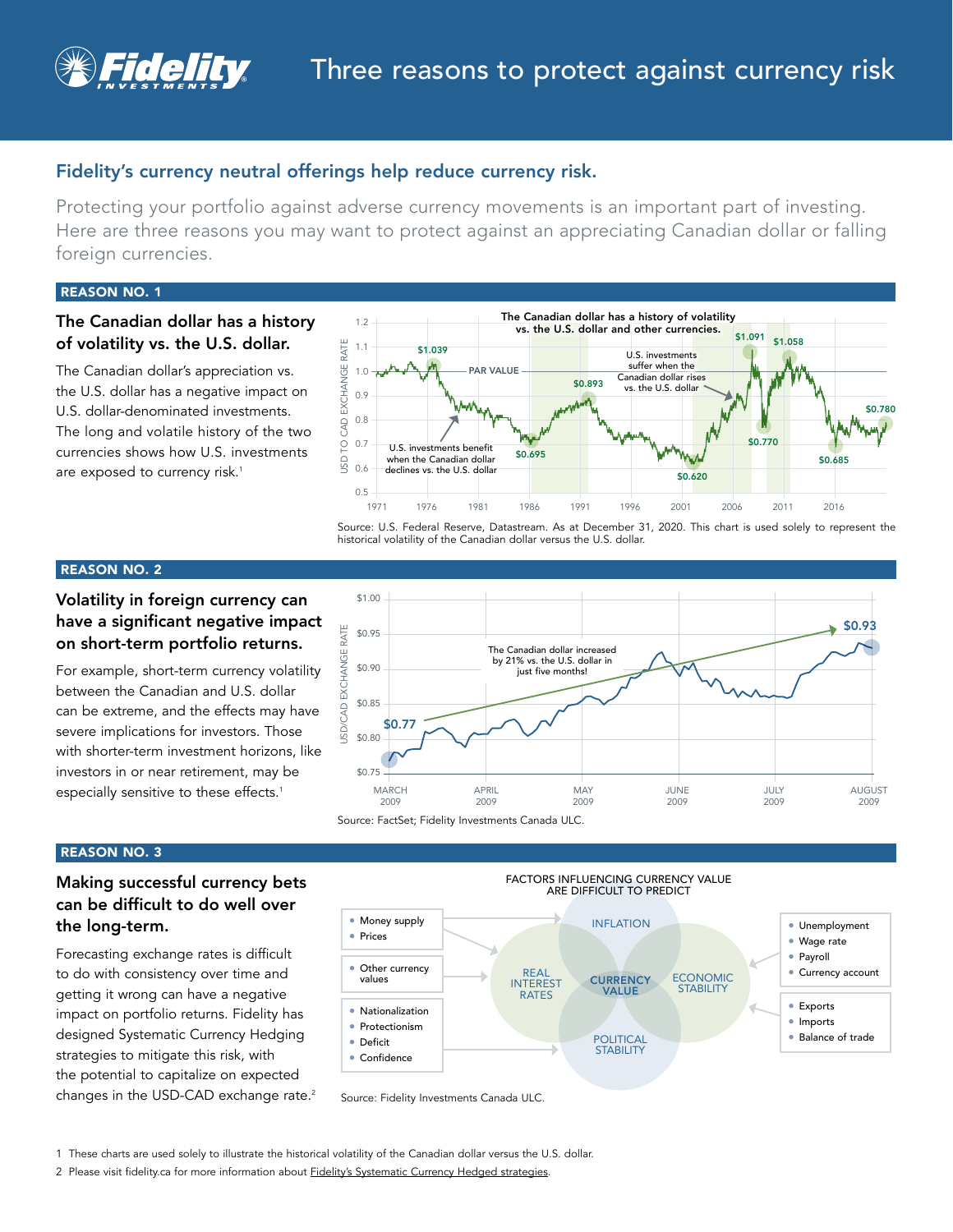# Three reasons to protect against currency risk

## Fidelity's currency neutral offerings help reduce currency risk.

Protecting your portfolio against adverse currency movements is an important part of investing. Here are three reasons you may want to protect against an appreciating Canadian dollar or falling foreign currencies.

### REASON NO. 1

**The Canadian dollar has a history of volatility vs. the U.S. dollar.**

The Canadian dollar's appreciation vs. the U.S. dollar has a negative impact on U.S. dollar-denominated investments. The long and volatile history of the two currencies shows how U.S. investments are exposed to currency risk.[1]

**The Canadian dollar has a history of volatility vs. the U.S. dollar and other currencies.**

USD TO CAD EXCHANGE RATE

1.2, 1.1, 1.0, 0.9, 0.8, 0.7, 0.6, 0.5

1971, 1976, 1981, 1986, 1991, 1996, 2001, 2006, 2011, 2016

$1.039 · PAR VALUE · $0.893 · $0.695 · $0.620 · $1.091 · $1.058 · $0.770 · $0.685 · $0.780

U.S. investments benefit when the Canadian dollar declines vs. the U.S. dollar

U.S. investments suffer when the Canadian dollar rises vs. the U.S. dollar

Source: U.S. Federal Reserve, Datastream. As at December 31, 2020. This chart is used solely to represent the historical volatility of the Canadian dollar versus the U.S. dollar.

### REASON NO. 2

**Volatility in foreign currency can have a significant negative impact on short-term portfolio returns.**

For example, short-term currency volatility between the Canadian and U.S. dollar can be extreme, and the effects may have severe implications for investors. Those with shorter-term investment horizons, like investors in or near retirement, may be especially sensitive to these effects.[1]

USD/CAD EXCHANGE RATE

$1.00, $0.95, $0.90, $0.85, $0.80, $0.75

MARCH 2009, APRIL 2009, MAY 2009, JUNE 2009, JULY 2009, AUGUST 2009

$0.77 · $0.93

The Canadian dollar increased by 21% vs. the U.S. dollar in just five months!

Source: FactSet; Fidelity Investments Canada ULC.

### REASON NO. 3

**Making successful currency bets can be difficult to do well over the long-term.**

Forecasting exchange rates is difficult to do with consistency over time and getting it wrong can have a negative impact on portfolio returns. Fidelity has designed Systematic Currency Hedging strategies to mitigate this risk, with the potential to capitalize on expected changes in the USD-CAD exchange rate.[2]

FACTORS INFLUENCING CURRENCY VALUE ARE DIFFICULT TO PREDICT

- Money supply
- Prices

→ INFLATION

- Other currency values

→ REAL INTEREST RATES

- Nationalization
- Protectionism
- Deficit
- Confidence

→ POLITICAL STABILITY

- Unemployment
- Wage rate
- Payroll
- Currency account

- Exports
- Imports
- Balance of trade

→ ECONOMIC STABILITY

CURRENCY VALUE

Source: Fidelity Investments Canada ULC.

1 These charts are used solely to illustrate the historical volatility of the Canadian dollar versus the U.S. dollar.

2 Please visit fidelity.ca for more information about Fidelity's Systematic Currency Hedged strategies.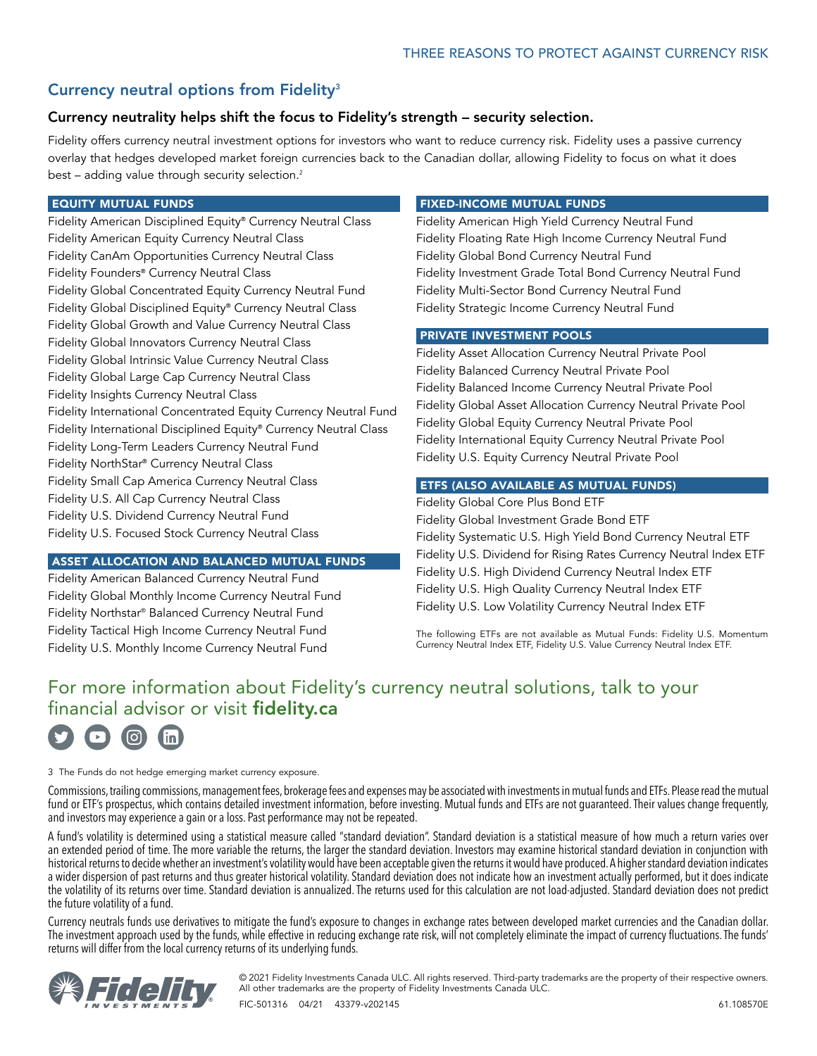## Currency neutral options from Fidelity[3]

### Currency neutrality helps shift the focus to Fidelity's strength – security selection.

Fidelity offers currency neutral investment options for investors who want to reduce currency risk. Fidelity uses a passive currency overlay that hedges developed market foreign currencies back to the Canadian dollar, allowing Fidelity to focus on what it does best – adding value through security selection.[2]

#### EQUITY MUTUAL FUNDS

Fidelity American Disciplined Equity® Currency Neutral Class
Fidelity American Equity Currency Neutral Class
Fidelity CanAm Opportunities Currency Neutral Class
Fidelity Founders® Currency Neutral Class
Fidelity Global Concentrated Equity Currency Neutral Fund
Fidelity Global Disciplined Equity® Currency Neutral Class
Fidelity Global Growth and Value Currency Neutral Class
Fidelity Global Innovators Currency Neutral Class
Fidelity Global Intrinsic Value Currency Neutral Class
Fidelity Global Large Cap Currency Neutral Class
Fidelity Insights Currency Neutral Class
Fidelity International Concentrated Equity Currency Neutral Fund
Fidelity International Disciplined Equity® Currency Neutral Class
Fidelity Long-Term Leaders Currency Neutral Fund
Fidelity NorthStar® Currency Neutral Class
Fidelity Small Cap America Currency Neutral Class
Fidelity U.S. All Cap Currency Neutral Class
Fidelity U.S. Dividend Currency Neutral Fund
Fidelity U.S. Focused Stock Currency Neutral Class

#### ASSET ALLOCATION AND BALANCED MUTUAL FUNDS

Fidelity American Balanced Currency Neutral Fund
Fidelity Global Monthly Income Currency Neutral Fund
Fidelity Northstar® Balanced Currency Neutral Fund
Fidelity Tactical High Income Currency Neutral Fund
Fidelity U.S. Monthly Income Currency Neutral Fund

#### FIXED-INCOME MUTUAL FUNDS

Fidelity American High Yield Currency Neutral Fund
Fidelity Floating Rate High Income Currency Neutral Fund
Fidelity Global Bond Currency Neutral Fund
Fidelity Investment Grade Total Bond Currency Neutral Fund
Fidelity Multi-Sector Bond Currency Neutral Fund
Fidelity Strategic Income Currency Neutral Fund

#### PRIVATE INVESTMENT POOLS

Fidelity Asset Allocation Currency Neutral Private Pool
Fidelity Balanced Currency Neutral Private Pool
Fidelity Balanced Income Currency Neutral Private Pool
Fidelity Global Asset Allocation Currency Neutral Private Pool
Fidelity Global Equity Currency Neutral Private Pool
Fidelity International Equity Currency Neutral Private Pool
Fidelity U.S. Equity Currency Neutral Private Pool

#### ETFS (ALSO AVAILABLE AS MUTUAL FUNDS)

Fidelity Global Core Plus Bond ETF
Fidelity Global Investment Grade Bond ETF
Fidelity Systematic U.S. High Yield Bond Currency Neutral ETF
Fidelity U.S. Dividend for Rising Rates Currency Neutral Index ETF
Fidelity U.S. High Dividend Currency Neutral Index ETF
Fidelity U.S. High Quality Currency Neutral Index ETF
Fidelity U.S. Low Volatility Currency Neutral Index ETF

The following ETFs are not available as Mutual Funds: Fidelity U.S. Momentum Currency Neutral Index ETF, Fidelity U.S. Value Currency Neutral Index ETF.

## For more information about Fidelity's currency neutral solutions, talk to your financial advisor or visit **fidelity.ca**

3 The Funds do not hedge emerging market currency exposure.

Commissions, trailing commissions, management fees, brokerage fees and expenses may be associated with investments in mutual funds and ETFs. Please read the mutual fund or ETF's prospectus, which contains detailed investment information, before investing. Mutual funds and ETFs are not guaranteed. Their values change frequently, and investors may experience a gain or a loss. Past performance may not be repeated.

A fund's volatility is determined using a statistical measure called "standard deviation". Standard deviation is a statistical measure of how much a return varies over an extended period of time. The more variable the returns, the larger the standard deviation. Investors may examine historical standard deviation in conjunction with historical returns to decide whether an investment's volatility would have been acceptable given the returns it would have produced. A higher standard deviation indicates a wider dispersion of past returns and thus greater historical volatility. Standard deviation does not indicate how an investment actually performed, but it does indicate the volatility of its returns over time. Standard deviation is annualized. The returns used for this calculation are not load-adjusted. Standard deviation does not predict the future volatility of a fund.

Currency neutrals funds use derivatives to mitigate the fund's exposure to changes in exchange rates between developed market currencies and the Canadian dollar. The investment approach used by the funds, while effective in reducing exchange rate risk, will not completely eliminate the impact of currency fluctuations. The funds' returns will differ from the local currency returns of its underlying funds.

© 2021 Fidelity Investments Canada ULC. All rights reserved. Third-party trademarks are the property of their respective owners. All other trademarks are the property of Fidelity Investments Canada ULC.

FIC-501316 04/21 43379-v202145 61.108570E